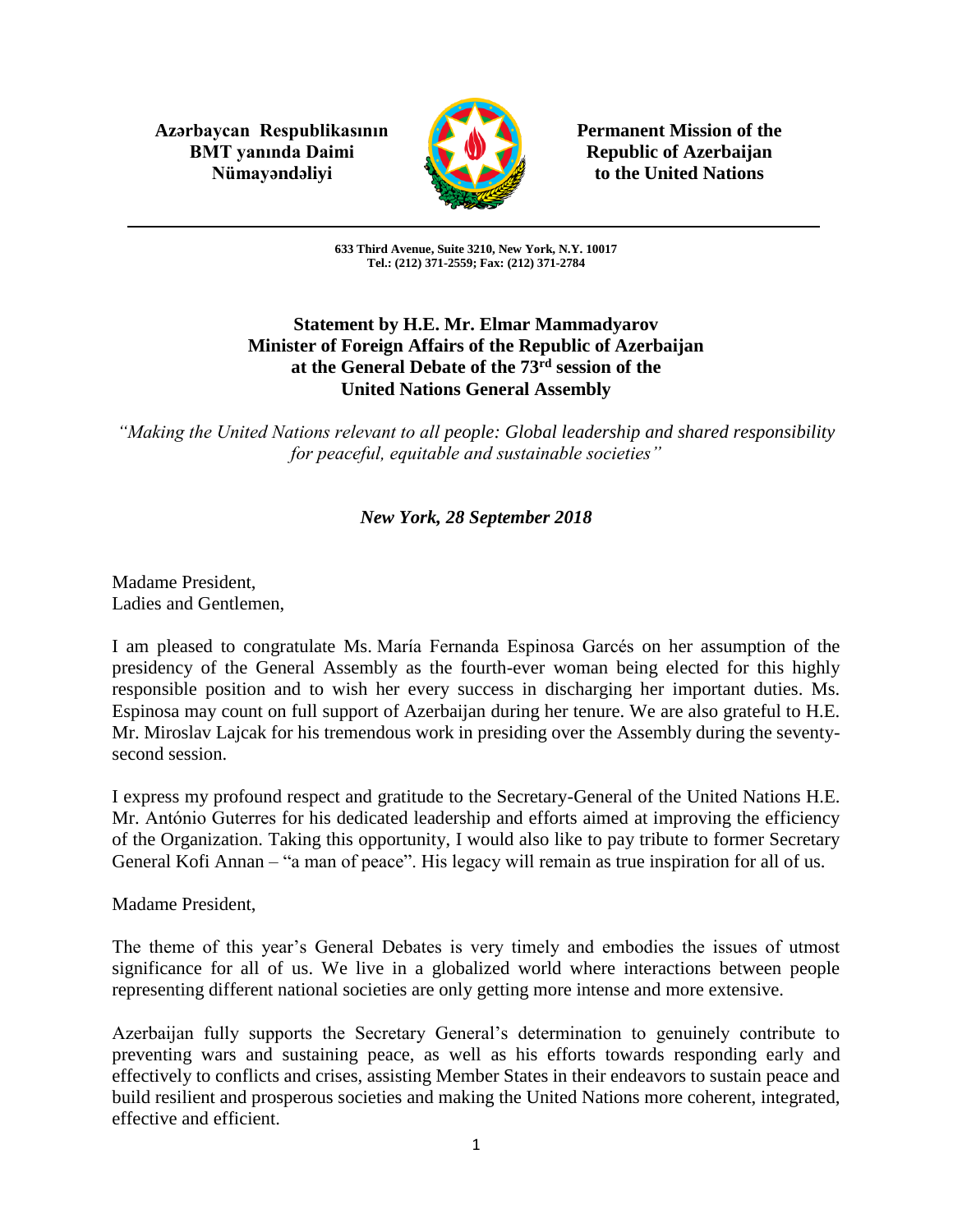**Azərbaycan Respublikasının BMT yanında Daimi Nümayəndəliyi**

**Permanent Mission of the Republic of Azerbaijan to the United Nations**

**633 Third Avenue, Suite 3210, New York, N.Y. 10017**
**Tel.: (212) 371-2559; Fax: (212) 371-2784**

**Statement by H.E. Mr. Elmar Mammadyarov**
**Minister of Foreign Affairs of the Republic of Azerbaijan**
**at the General Debate of the 73rd session of the**
**United Nations General Assembly**

*"Making the United Nations relevant to all people: Global leadership and shared responsibility for peaceful, equitable and sustainable societies"*

***New York, 28 September 2018***

Madame President,
Ladies and Gentlemen,

I am pleased to congratulate Ms. María Fernanda Espinosa Garcés on her assumption of the presidency of the General Assembly as the fourth-ever woman being elected for this highly responsible position and to wish her every success in discharging her important duties. Ms. Espinosa may count on full support of Azerbaijan during her tenure. We are also grateful to H.E. Mr. Miroslav Lajcak for his tremendous work in presiding over the Assembly during the seventy-second session.

I express my profound respect and gratitude to the Secretary-General of the United Nations H.E. Mr. António Guterres for his dedicated leadership and efforts aimed at improving the efficiency of the Organization. Taking this opportunity, I would also like to pay tribute to former Secretary General Kofi Annan – "a man of peace". His legacy will remain as true inspiration for all of us.

Madame President,

The theme of this year's General Debates is very timely and embodies the issues of utmost significance for all of us. We live in a globalized world where interactions between people representing different national societies are only getting more intense and more extensive.

Azerbaijan fully supports the Secretary General's determination to genuinely contribute to preventing wars and sustaining peace, as well as his efforts towards responding early and effectively to conflicts and crises, assisting Member States in their endeavors to sustain peace and build resilient and prosperous societies and making the United Nations more coherent, integrated, effective and efficient.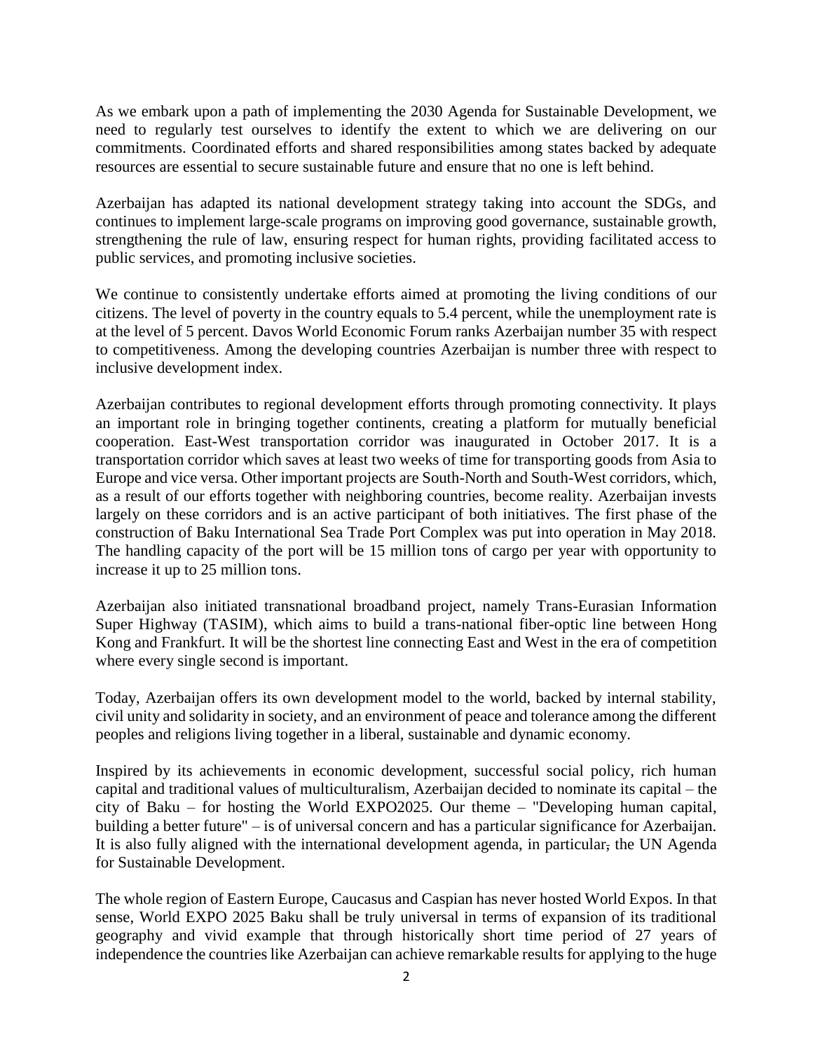As we embark upon a path of implementing the 2030 Agenda for Sustainable Development, we need to regularly test ourselves to identify the extent to which we are delivering on our commitments. Coordinated efforts and shared responsibilities among states backed by adequate resources are essential to secure sustainable future and ensure that no one is left behind.

Azerbaijan has adapted its national development strategy taking into account the SDGs, and continues to implement large-scale programs on improving good governance, sustainable growth, strengthening the rule of law, ensuring respect for human rights, providing facilitated access to public services, and promoting inclusive societies.

We continue to consistently undertake efforts aimed at promoting the living conditions of our citizens. The level of poverty in the country equals to 5.4 percent, while the unemployment rate is at the level of 5 percent. Davos World Economic Forum ranks Azerbaijan number 35 with respect to competitiveness. Among the developing countries Azerbaijan is number three with respect to inclusive development index.

Azerbaijan contributes to regional development efforts through promoting connectivity. It plays an important role in bringing together continents, creating a platform for mutually beneficial cooperation. East-West transportation corridor was inaugurated in October 2017. It is a transportation corridor which saves at least two weeks of time for transporting goods from Asia to Europe and vice versa. Other important projects are South-North and South-West corridors, which, as a result of our efforts together with neighboring countries, become reality. Azerbaijan invests largely on these corridors and is an active participant of both initiatives. The first phase of the construction of Baku International Sea Trade Port Complex was put into operation in May 2018. The handling capacity of the port will be 15 million tons of cargo per year with opportunity to increase it up to 25 million tons.

Azerbaijan also initiated transnational broadband project, namely Trans-Eurasian Information Super Highway (TASIM), which aims to build a trans-national fiber-optic line between Hong Kong and Frankfurt. It will be the shortest line connecting East and West in the era of competition where every single second is important.

Today, Azerbaijan offers its own development model to the world, backed by internal stability, civil unity and solidarity in society, and an environment of peace and tolerance among the different peoples and religions living together in a liberal, sustainable and dynamic economy.

Inspired by its achievements in economic development, successful social policy, rich human capital and traditional values of multiculturalism, Azerbaijan decided to nominate its capital – the city of Baku – for hosting the World EXPO2025. Our theme – "Developing human capital, building a better future" – is of universal concern and has a particular significance for Azerbaijan. It is also fully aligned with the international development agenda, in particular, the UN Agenda for Sustainable Development.

The whole region of Eastern Europe, Caucasus and Caspian has never hosted World Expos. In that sense, World EXPO 2025 Baku shall be truly universal in terms of expansion of its traditional geography and vivid example that through historically short time period of 27 years of independence the countries like Azerbaijan can achieve remarkable results for applying to the huge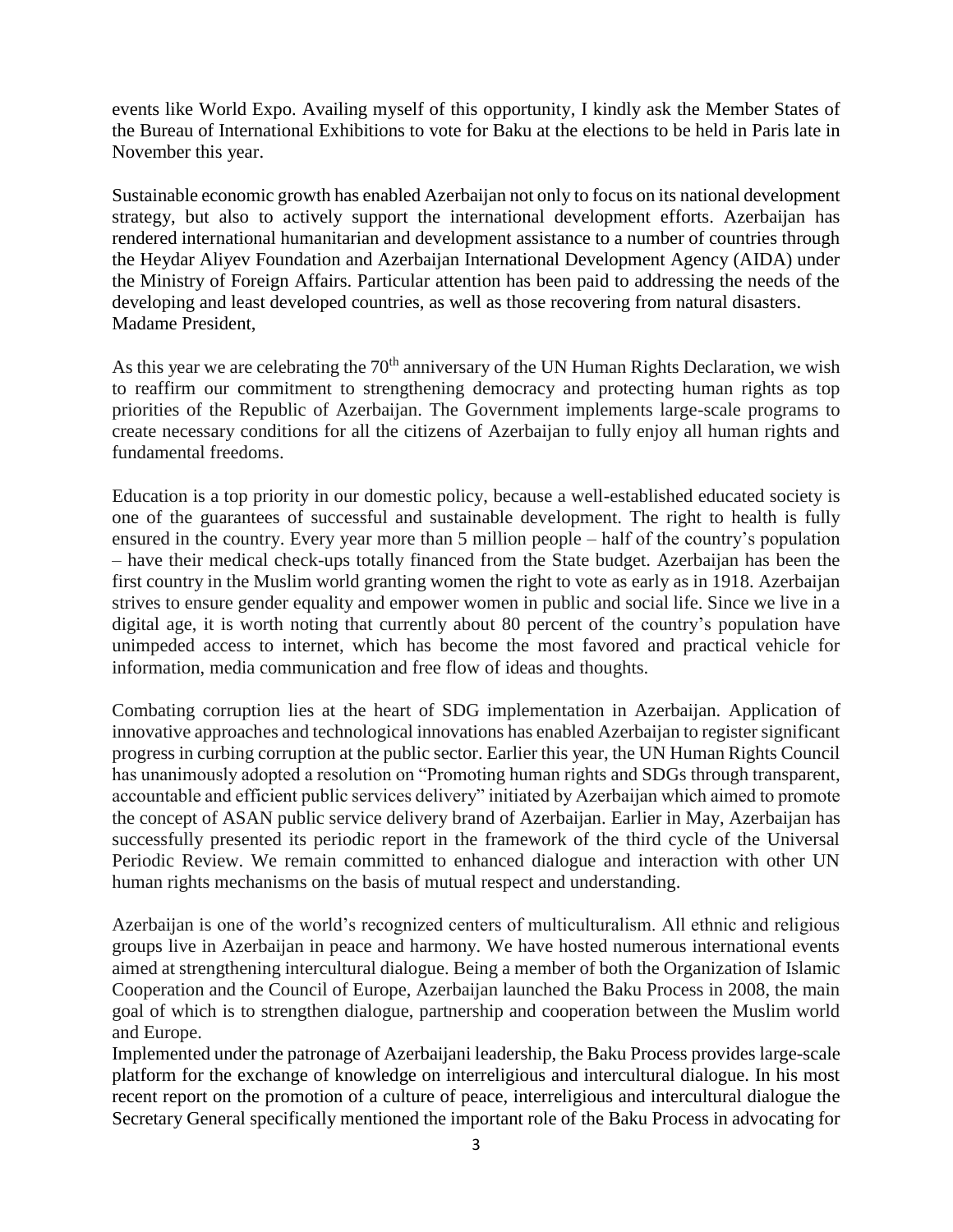events like World Expo. Availing myself of this opportunity, I kindly ask the Member States of the Bureau of International Exhibitions to vote for Baku at the elections to be held in Paris late in November this year.

Sustainable economic growth has enabled Azerbaijan not only to focus on its national development strategy, but also to actively support the international development efforts. Azerbaijan has rendered international humanitarian and development assistance to a number of countries through the Heydar Aliyev Foundation and Azerbaijan International Development Agency (AIDA) under the Ministry of Foreign Affairs. Particular attention has been paid to addressing the needs of the developing and least developed countries, as well as those recovering from natural disasters.

Madame President,

As this year we are celebrating the 70th anniversary of the UN Human Rights Declaration, we wish to reaffirm our commitment to strengthening democracy and protecting human rights as top priorities of the Republic of Azerbaijan. The Government implements large-scale programs to create necessary conditions for all the citizens of Azerbaijan to fully enjoy all human rights and fundamental freedoms.

Education is a top priority in our domestic policy, because a well-established educated society is one of the guarantees of successful and sustainable development. The right to health is fully ensured in the country. Every year more than 5 million people – half of the country's population – have their medical check-ups totally financed from the State budget. Azerbaijan has been the first country in the Muslim world granting women the right to vote as early as in 1918. Azerbaijan strives to ensure gender equality and empower women in public and social life. Since we live in a digital age, it is worth noting that currently about 80 percent of the country's population have unimpeded access to internet, which has become the most favored and practical vehicle for information, media communication and free flow of ideas and thoughts.

Combating corruption lies at the heart of SDG implementation in Azerbaijan. Application of innovative approaches and technological innovations has enabled Azerbaijan to register significant progress in curbing corruption at the public sector. Earlier this year, the UN Human Rights Council has unanimously adopted a resolution on "Promoting human rights and SDGs through transparent, accountable and efficient public services delivery" initiated by Azerbaijan which aimed to promote the concept of ASAN public service delivery brand of Azerbaijan. Earlier in May, Azerbaijan has successfully presented its periodic report in the framework of the third cycle of the Universal Periodic Review. We remain committed to enhanced dialogue and interaction with other UN human rights mechanisms on the basis of mutual respect and understanding.

Azerbaijan is one of the world's recognized centers of multiculturalism. All ethnic and religious groups live in Azerbaijan in peace and harmony. We have hosted numerous international events aimed at strengthening intercultural dialogue. Being a member of both the Organization of Islamic Cooperation and the Council of Europe, Azerbaijan launched the Baku Process in 2008, the main goal of which is to strengthen dialogue, partnership and cooperation between the Muslim world and Europe.

Implemented under the patronage of Azerbaijani leadership, the Baku Process provides large-scale platform for the exchange of knowledge on interreligious and intercultural dialogue. In his most recent report on the promotion of a culture of peace, interreligious and intercultural dialogue the Secretary General specifically mentioned the important role of the Baku Process in advocating for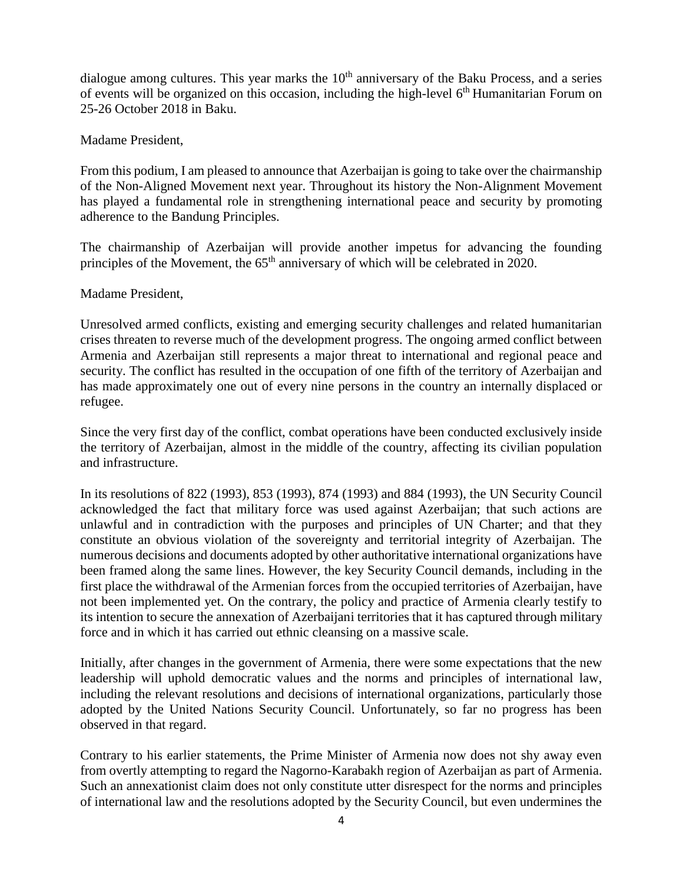dialogue among cultures. This year marks the 10th anniversary of the Baku Process, and a series of events will be organized on this occasion, including the high-level 6th Humanitarian Forum on 25-26 October 2018 in Baku.

Madame President,

From this podium, I am pleased to announce that Azerbaijan is going to take over the chairmanship of the Non-Aligned Movement next year. Throughout its history the Non-Alignment Movement has played a fundamental role in strengthening international peace and security by promoting adherence to the Bandung Principles.

The chairmanship of Azerbaijan will provide another impetus for advancing the founding principles of the Movement, the 65th anniversary of which will be celebrated in 2020.

Madame President,

Unresolved armed conflicts, existing and emerging security challenges and related humanitarian crises threaten to reverse much of the development progress. The ongoing armed conflict between Armenia and Azerbaijan still represents a major threat to international and regional peace and security. The conflict has resulted in the occupation of one fifth of the territory of Azerbaijan and has made approximately one out of every nine persons in the country an internally displaced or refugee.

Since the very first day of the conflict, combat operations have been conducted exclusively inside the territory of Azerbaijan, almost in the middle of the country, affecting its civilian population and infrastructure.

In its resolutions of 822 (1993), 853 (1993), 874 (1993) and 884 (1993), the UN Security Council acknowledged the fact that military force was used against Azerbaijan; that such actions are unlawful and in contradiction with the purposes and principles of UN Charter; and that they constitute an obvious violation of the sovereignty and territorial integrity of Azerbaijan. The numerous decisions and documents adopted by other authoritative international organizations have been framed along the same lines. However, the key Security Council demands, including in the first place the withdrawal of the Armenian forces from the occupied territories of Azerbaijan, have not been implemented yet. On the contrary, the policy and practice of Armenia clearly testify to its intention to secure the annexation of Azerbaijani territories that it has captured through military force and in which it has carried out ethnic cleansing on a massive scale.

Initially, after changes in the government of Armenia, there were some expectations that the new leadership will uphold democratic values and the norms and principles of international law, including the relevant resolutions and decisions of international organizations, particularly those adopted by the United Nations Security Council. Unfortunately, so far no progress has been observed in that regard.

Contrary to his earlier statements, the Prime Minister of Armenia now does not shy away even from overtly attempting to regard the Nagorno-Karabakh region of Azerbaijan as part of Armenia. Such an annexationist claim does not only constitute utter disrespect for the norms and principles of international law and the resolutions adopted by the Security Council, but even undermines the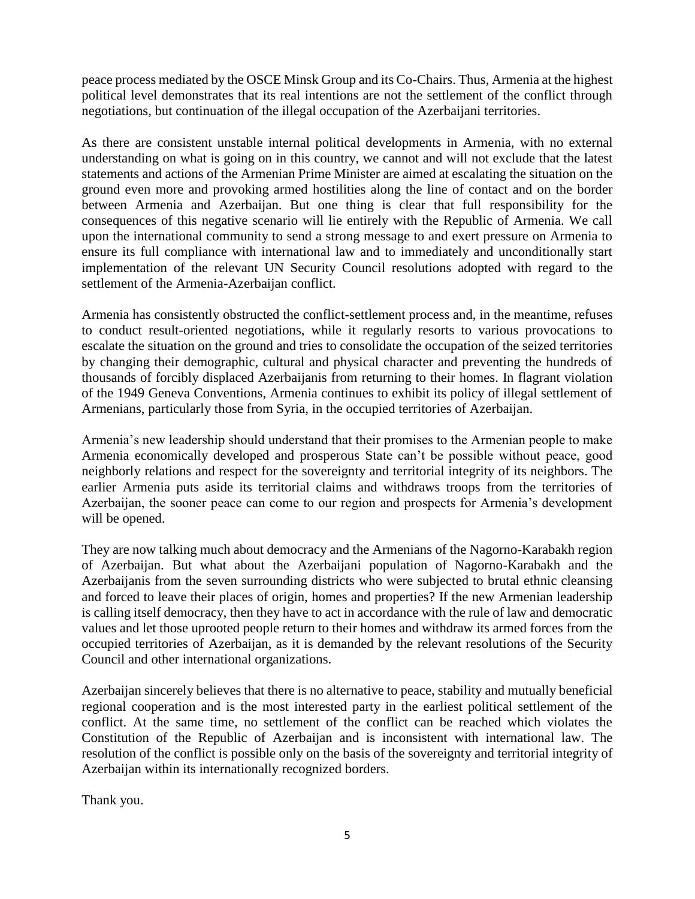peace process mediated by the OSCE Minsk Group and its Co-Chairs. Thus, Armenia at the highest political level demonstrates that its real intentions are not the settlement of the conflict through negotiations, but continuation of the illegal occupation of the Azerbaijani territories.

As there are consistent unstable internal political developments in Armenia, with no external understanding on what is going on in this country, we cannot and will not exclude that the latest statements and actions of the Armenian Prime Minister are aimed at escalating the situation on the ground even more and provoking armed hostilities along the line of contact and on the border between Armenia and Azerbaijan. But one thing is clear that full responsibility for the consequences of this negative scenario will lie entirely with the Republic of Armenia. We call upon the international community to send a strong message to and exert pressure on Armenia to ensure its full compliance with international law and to immediately and unconditionally start implementation of the relevant UN Security Council resolutions adopted with regard to the settlement of the Armenia-Azerbaijan conflict.

Armenia has consistently obstructed the conflict-settlement process and, in the meantime, refuses to conduct result-oriented negotiations, while it regularly resorts to various provocations to escalate the situation on the ground and tries to consolidate the occupation of the seized territories by changing their demographic, cultural and physical character and preventing the hundreds of thousands of forcibly displaced Azerbaijanis from returning to their homes. In flagrant violation of the 1949 Geneva Conventions, Armenia continues to exhibit its policy of illegal settlement of Armenians, particularly those from Syria, in the occupied territories of Azerbaijan.

Armenia's new leadership should understand that their promises to the Armenian people to make Armenia economically developed and prosperous State can't be possible without peace, good neighborly relations and respect for the sovereignty and territorial integrity of its neighbors. The earlier Armenia puts aside its territorial claims and withdraws troops from the territories of Azerbaijan, the sooner peace can come to our region and prospects for Armenia's development will be opened.

They are now talking much about democracy and the Armenians of the Nagorno-Karabakh region of Azerbaijan. But what about the Azerbaijani population of Nagorno-Karabakh and the Azerbaijanis from the seven surrounding districts who were subjected to brutal ethnic cleansing and forced to leave their places of origin, homes and properties? If the new Armenian leadership is calling itself democracy, then they have to act in accordance with the rule of law and democratic values and let those uprooted people return to their homes and withdraw its armed forces from the occupied territories of Azerbaijan, as it is demanded by the relevant resolutions of the Security Council and other international organizations.

Azerbaijan sincerely believes that there is no alternative to peace, stability and mutually beneficial regional cooperation and is the most interested party in the earliest political settlement of the conflict. At the same time, no settlement of the conflict can be reached which violates the Constitution of the Republic of Azerbaijan and is inconsistent with international law. The resolution of the conflict is possible only on the basis of the sovereignty and territorial integrity of Azerbaijan within its internationally recognized borders.

Thank you.